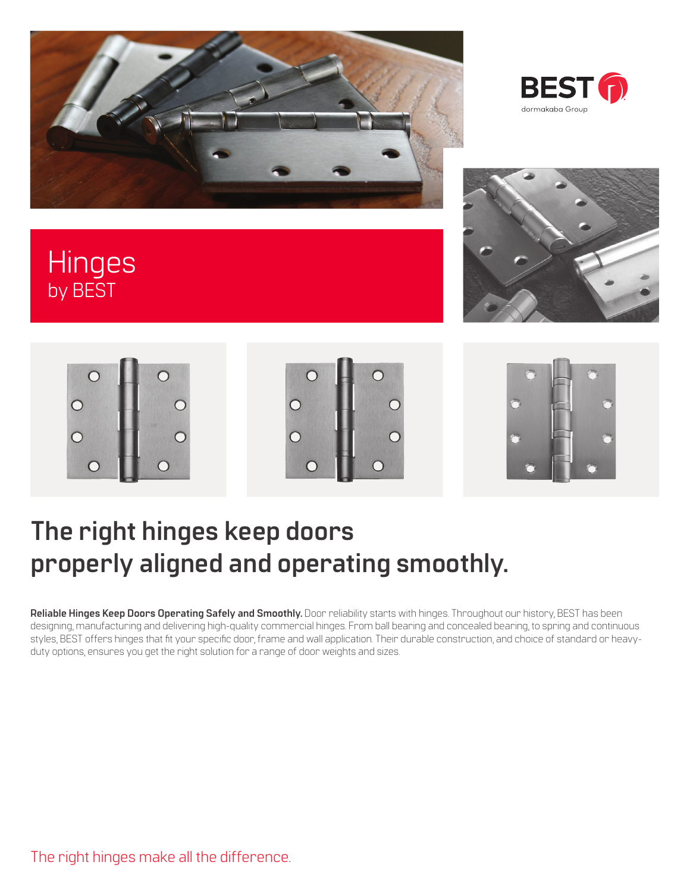BEST
dormakaba Group

# Hinges
by BEST

## The right hinges keep doors properly aligned and operating smoothly.

**Reliable Hinges Keep Doors Operating Safely and Smoothly.** Door reliability starts with hinges. Throughout our history, BEST has been designing, manufacturing and delivering high-quality commercial hinges. From ball bearing and concealed bearing, to spring and continuous styles, BEST offers hinges that fit your specific door, frame and wall application. Their durable construction, and choice of standard or heavy-duty options, ensures you get the right solution for a range of door weights and sizes.

The right hinges make all the difference.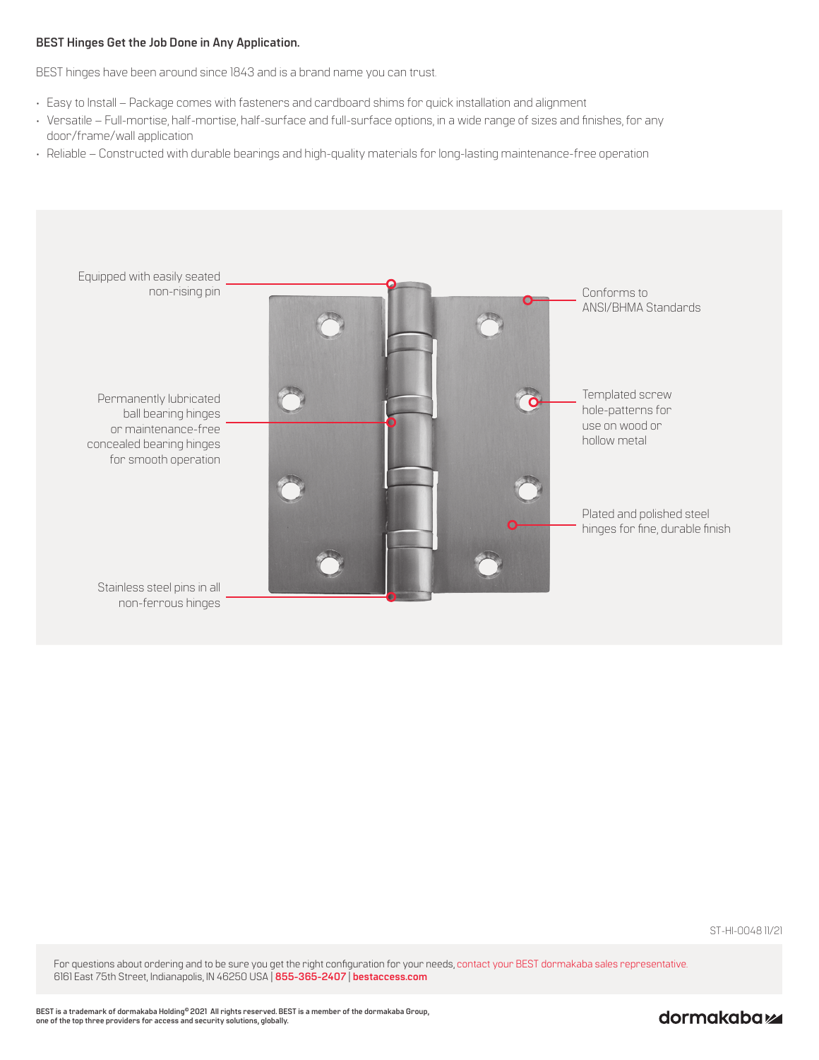**BEST Hinges Get the Job Done in Any Application.**

BEST hinges have been around since 1843 and is a brand name you can trust.

- Easy to Install – Package comes with fasteners and cardboard shims for quick installation and alignment
- Versatile – Full-mortise, half-mortise, half-surface and full-surface options, in a wide range of sizes and finishes, for any door/frame/wall application
- Reliable – Constructed with durable bearings and high-quality materials for long-lasting maintenance-free operation

Equipped with easily seated non-rising pin

Permanently lubricated ball bearing hinges or maintenance-free concealed bearing hinges for smooth operation

Stainless steel pins in all non-ferrous hinges

Conforms to ANSI/BHMA Standards

Templated screw hole-patterns for use on wood or hollow metal

Plated and polished steel hinges for fine, durable finish

ST-HI-0048 11/21

For questions about ordering and to be sure you get the right configuration for your needs, contact your BEST dormakaba sales representative.
6161 East 75th Street, Indianapolis, IN 46250 USA | **855-365-2407** | **bestaccess.com**

**BEST is a trademark of dormakaba Holding® 2021 All rights reserved. BEST is a member of the dormakaba Group, one of the top three providers for access and security solutions, globally.**

dormakaba